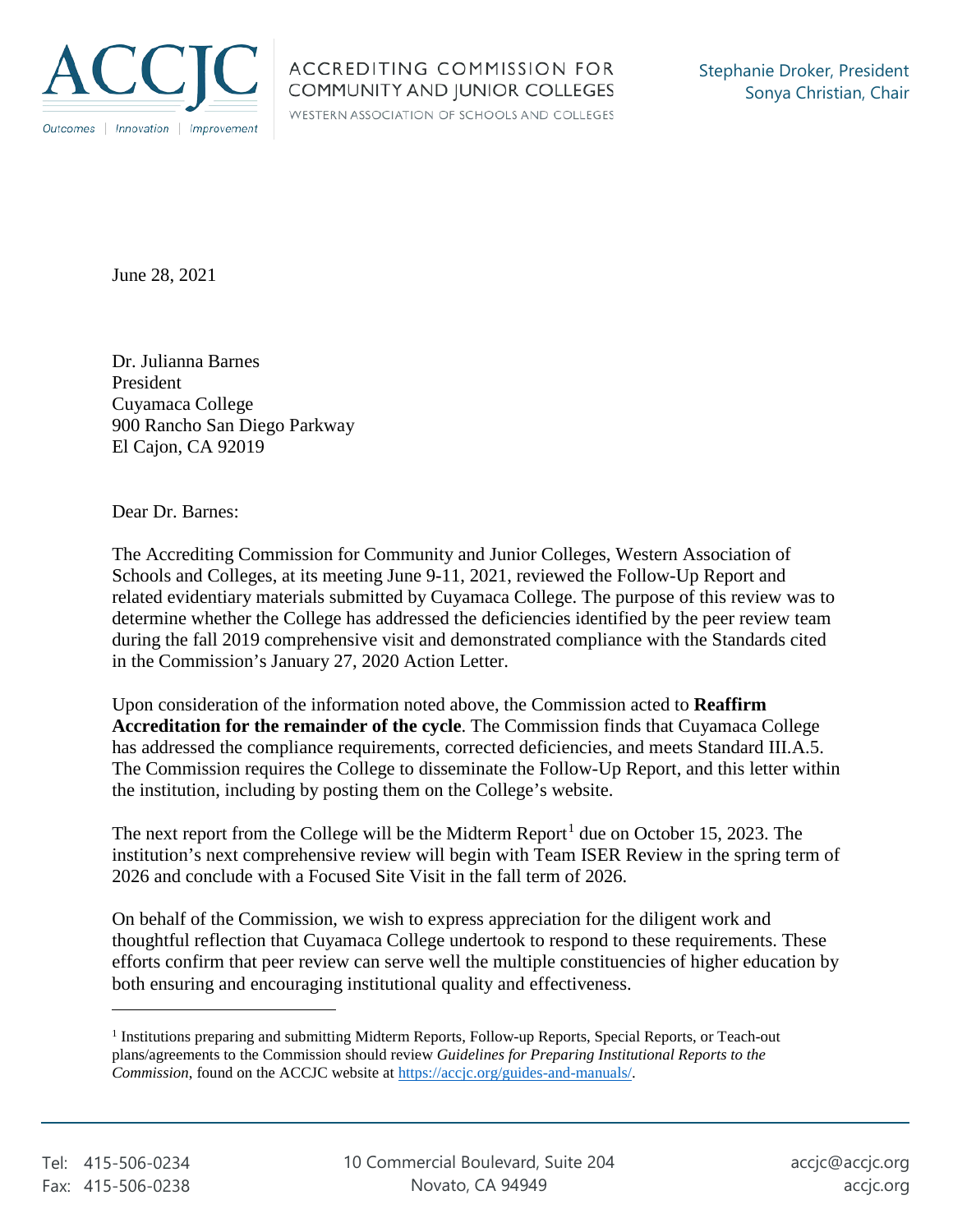ACCJC

Outcomes | Innovation | Improvement

ACCREDITING COMMISSION FOR COMMUNITY AND JUNIOR COLLEGES

WESTERN ASSOCIATION OF SCHOOLS AND COLLEGES

Stephanie Droker, President
Sonya Christian, Chair

June 28, 2021

Dr. Julianna Barnes
President
Cuyamaca College
900 Rancho San Diego Parkway
El Cajon, CA 92019

Dear Dr. Barnes:

The Accrediting Commission for Community and Junior Colleges, Western Association of Schools and Colleges, at its meeting June 9-11, 2021, reviewed the Follow-Up Report and related evidentiary materials submitted by Cuyamaca College. The purpose of this review was to determine whether the College has addressed the deficiencies identified by the peer review team during the fall 2019 comprehensive visit and demonstrated compliance with the Standards cited in the Commission's January 27, 2020 Action Letter.

Upon consideration of the information noted above, the Commission acted to **Reaffirm Accreditation for the remainder of the cycle**. The Commission finds that Cuyamaca College has addressed the compliance requirements, corrected deficiencies, and meets Standard III.A.5. The Commission requires the College to disseminate the Follow-Up Report, and this letter within the institution, including by posting them on the College's website.

The next report from the College will be the Midterm Report[1] due on October 15, 2023. The institution's next comprehensive review will begin with Team ISER Review in the spring term of 2026 and conclude with a Focused Site Visit in the fall term of 2026.

On behalf of the Commission, we wish to express appreciation for the diligent work and thoughtful reflection that Cuyamaca College undertook to respond to these requirements. These efforts confirm that peer review can serve well the multiple constituencies of higher education by both ensuring and encouraging institutional quality and effectiveness.

---

[1] Institutions preparing and submitting Midterm Reports, Follow-up Reports, Special Reports, or Teach-out plans/agreements to the Commission should review *Guidelines for Preparing Institutional Reports to the Commission*, found on the ACCJC website at https://accjc.org/guides-and-manuals/.

Tel: 415-506-0234
Fax: 415-506-0238

10 Commercial Boulevard, Suite 204
Novato, CA 94949

accjc@accjc.org
accjc.org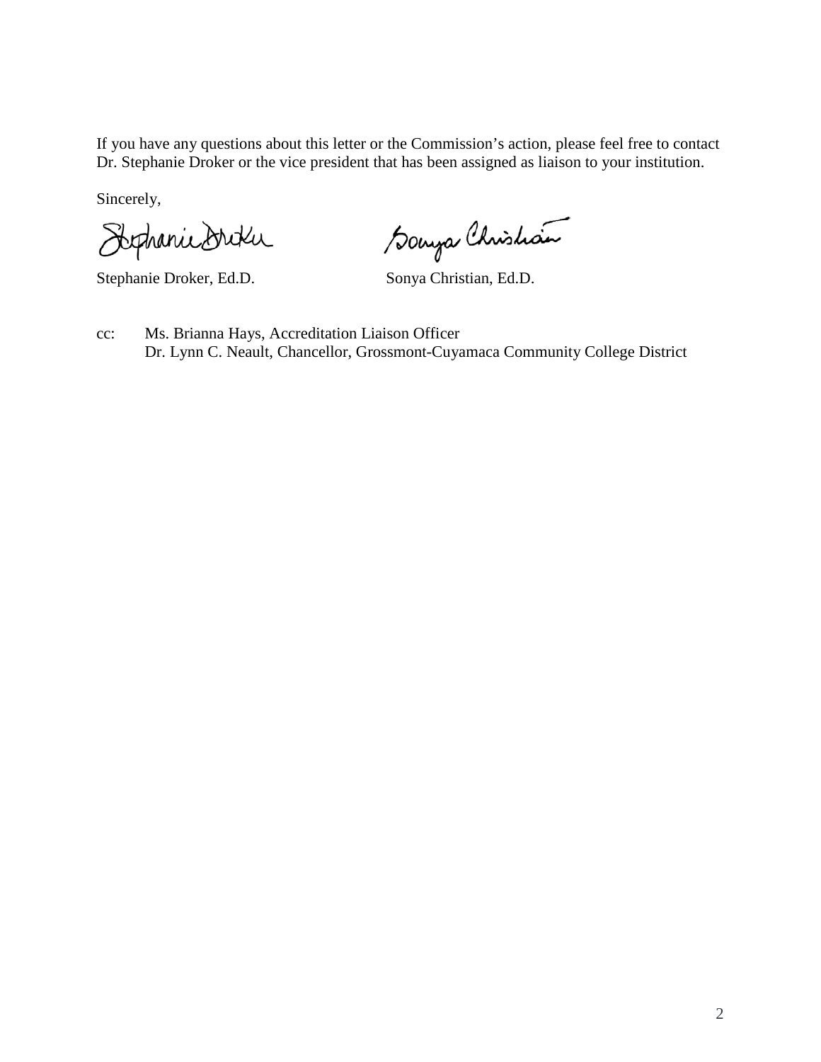If you have any questions about this letter or the Commission's action, please feel free to contact Dr. Stephanie Droker or the vice president that has been assigned as liaison to your institution.

Sincerely,

Stephanie Droker, Ed.D.

Sonya Christian, Ed.D.

cc: Ms. Brianna Hays, Accreditation Liaison Officer
Dr. Lynn C. Neault, Chancellor, Grossmont-Cuyamaca Community College District